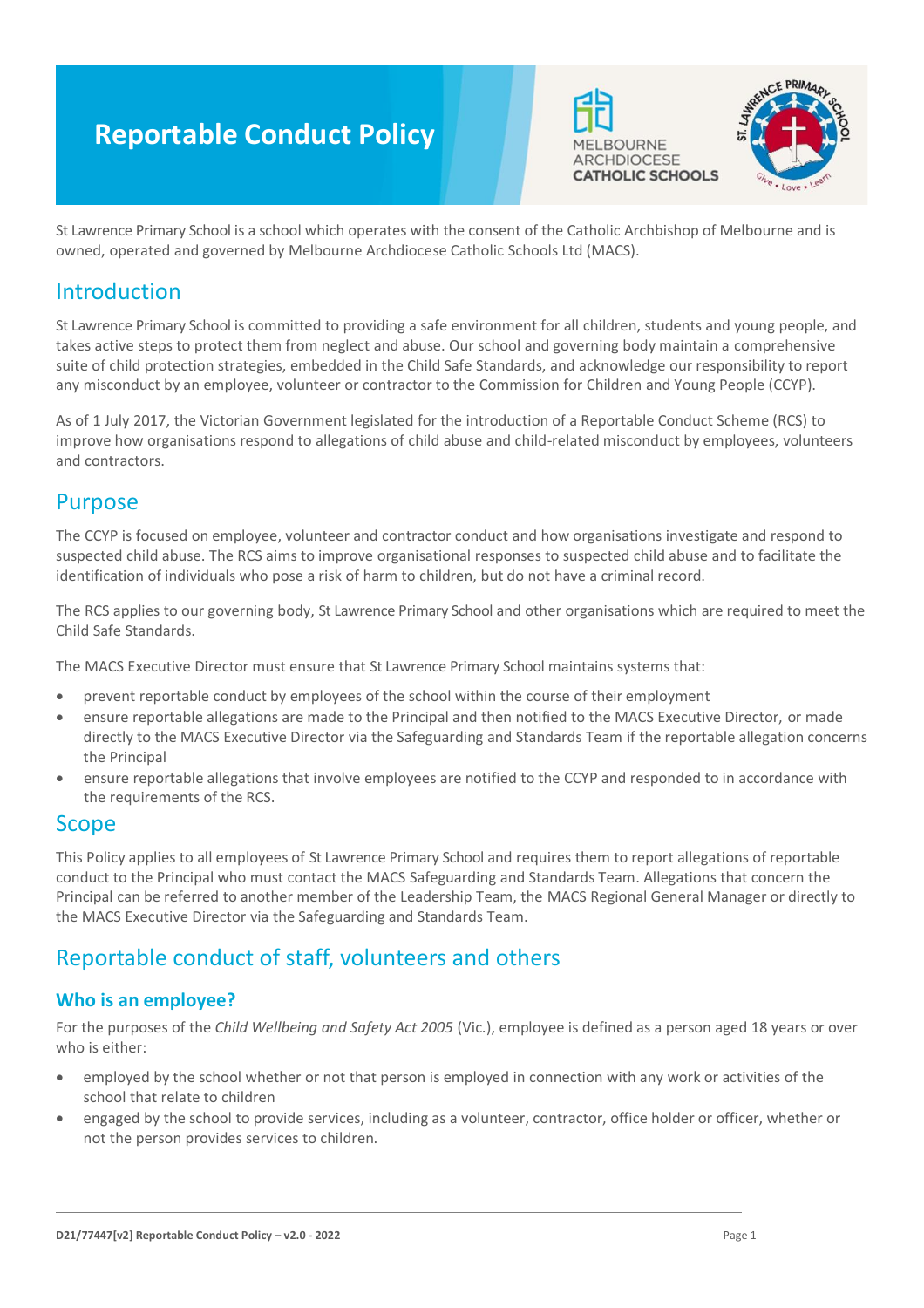# Reportable Conduct Policy

St Lawrence Primary School is a school which operates with the consent of the Catholic Archbishop of Melbourne and is owned, operated and governed by Melbourne Archdiocese Catholic Schools Ltd (MACS).

## Introduction

St Lawrence Primary School is committed to providing a safe environment for all children, students and young people, and takes active steps to protect them from neglect and abuse. Our school and governing body maintain a comprehensive suite of child protection strategies, embedded in the Child Safe Standards, and acknowledge our responsibility to report any misconduct by an employee, volunteer or contractor to the Commission for Children and Young People (CCYP).

As of 1 July 2017, the Victorian Government legislated for the introduction of a Reportable Conduct Scheme (RCS) to improve how organisations respond to allegations of child abuse and child-related misconduct by employees, volunteers and contractors.

## Purpose

The CCYP is focused on employee, volunteer and contractor conduct and how organisations investigate and respond to suspected child abuse. The RCS aims to improve organisational responses to suspected child abuse and to facilitate the identification of individuals who pose a risk of harm to children, but do not have a criminal record.

The RCS applies to our governing body, St Lawrence Primary School and other organisations which are required to meet the Child Safe Standards.

The MACS Executive Director must ensure that St Lawrence Primary School maintains systems that:

- prevent reportable conduct by employees of the school within the course of their employment
- ensure reportable allegations are made to the Principal and then notified to the MACS Executive Director, or made directly to the MACS Executive Director via the Safeguarding and Standards Team if the reportable allegation concerns the Principal
- ensure reportable allegations that involve employees are notified to the CCYP and responded to in accordance with the requirements of the RCS.

## Scope

This Policy applies to all employees of St Lawrence Primary School and requires them to report allegations of reportable conduct to the Principal who must contact the MACS Safeguarding and Standards Team. Allegations that concern the Principal can be referred to another member of the Leadership Team, the MACS Regional General Manager or directly to the MACS Executive Director via the Safeguarding and Standards Team.

## Reportable conduct of staff, volunteers and others

### Who is an employee?

For the purposes of the *Child Wellbeing and Safety Act 2005* (Vic.), employee is defined as a person aged 18 years or over who is either:

- employed by the school whether or not that person is employed in connection with any work or activities of the school that relate to children
- engaged by the school to provide services, including as a volunteer, contractor, office holder or officer, whether or not the person provides services to children.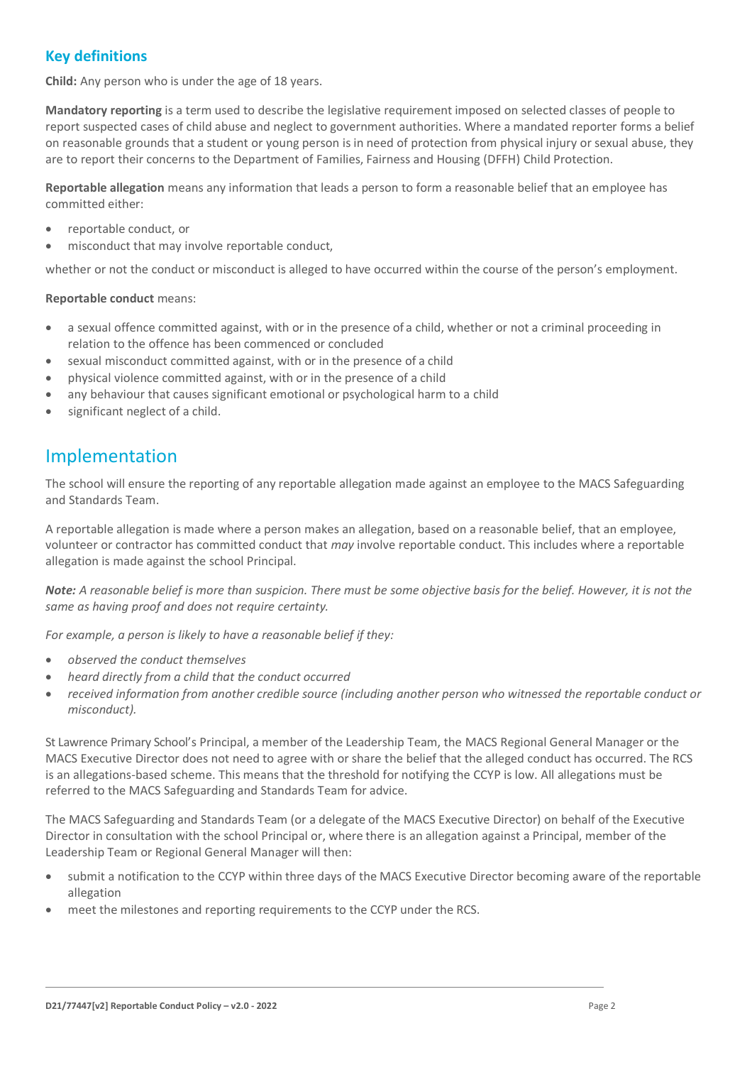## Key definitions

**Child:** Any person who is under the age of 18 years.

**Mandatory reporting** is a term used to describe the legislative requirement imposed on selected classes of people to report suspected cases of child abuse and neglect to government authorities. Where a mandated reporter forms a belief on reasonable grounds that a student or young person is in need of protection from physical injury or sexual abuse, they are to report their concerns to the Department of Families, Fairness and Housing (DFFH) Child Protection.

**Reportable allegation** means any information that leads a person to form a reasonable belief that an employee has committed either:

- reportable conduct, or
- misconduct that may involve reportable conduct,

whether or not the conduct or misconduct is alleged to have occurred within the course of the person's employment.

**Reportable conduct** means:

- a sexual offence committed against, with or in the presence of a child, whether or not a criminal proceeding in relation to the offence has been commenced or concluded
- sexual misconduct committed against, with or in the presence of a child
- physical violence committed against, with or in the presence of a child
- any behaviour that causes significant emotional or psychological harm to a child
- significant neglect of a child.

# Implementation

The school will ensure the reporting of any reportable allegation made against an employee to the MACS Safeguarding and Standards Team.

A reportable allegation is made where a person makes an allegation, based on a reasonable belief, that an employee, volunteer or contractor has committed conduct that *may* involve reportable conduct. This includes where a reportable allegation is made against the school Principal.

***Note:*** *A reasonable belief is more than suspicion. There must be some objective basis for the belief. However, it is not the same as having proof and does not require certainty.*

*For example, a person is likely to have a reasonable belief if they:*

- *observed the conduct themselves*
- *heard directly from a child that the conduct occurred*
- *received information from another credible source (including another person who witnessed the reportable conduct or misconduct).*

St Lawrence Primary School's Principal, a member of the Leadership Team, the MACS Regional General Manager or the MACS Executive Director does not need to agree with or share the belief that the alleged conduct has occurred. The RCS is an allegations-based scheme. This means that the threshold for notifying the CCYP is low. All allegations must be referred to the MACS Safeguarding and Standards Team for advice.

The MACS Safeguarding and Standards Team (or a delegate of the MACS Executive Director) on behalf of the Executive Director in consultation with the school Principal or, where there is an allegation against a Principal, member of the Leadership Team or Regional General Manager will then:

- submit a notification to the CCYP within three days of the MACS Executive Director becoming aware of the reportable allegation
- meet the milestones and reporting requirements to the CCYP under the RCS.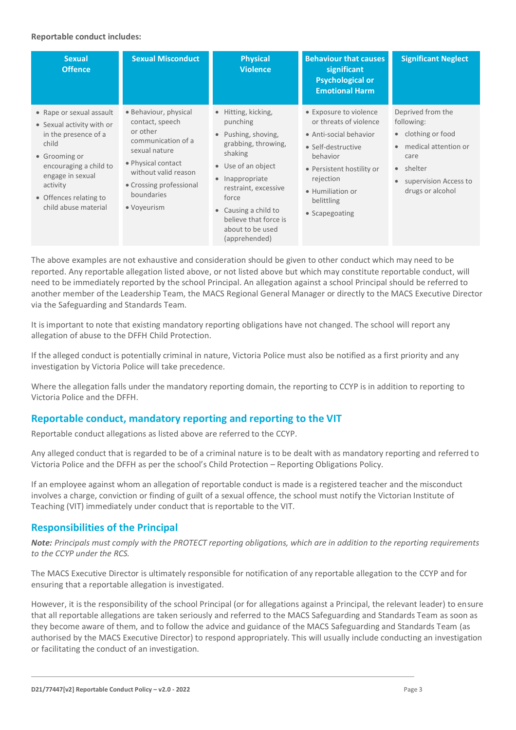**Reportable conduct includes:**

| Sexual Offence | Sexual Misconduct | Physical Violence | Behaviour that causes significant Psychological or Emotional Harm | Significant Neglect |
|---|---|---|---|---|
| • Rape or sexual assault<br>• Sexual activity with or in the presence of a child<br>• Grooming or encouraging a child to engage in sexual activity<br>• Offences relating to child abuse material | • Behaviour, physical contact, speech or other communication of a sexual nature<br>• Physical contact without valid reason<br>• Crossing professional boundaries<br>• Voyeurism | • Hitting, kicking, punching<br>• Pushing, shoving, grabbing, throwing, shaking<br>• Use of an object<br>• Inappropriate restraint, excessive force<br>• Causing a child to believe that force is about to be used (apprehended) | • Exposure to violence or threats of violence<br>• Anti-social behavior<br>• Self-destructive behavior<br>• Persistent hostility or rejection<br>• Humiliation or belittling<br>• Scapegoating | Deprived from the following:<br>• clothing or food<br>• medical attention or care<br>• shelter<br>• supervision Access to drugs or alcohol |

The above examples are not exhaustive and consideration should be given to other conduct which may need to be reported. Any reportable allegation listed above, or not listed above but which may constitute reportable conduct, will need to be immediately reported by the school Principal. An allegation against a school Principal should be referred to another member of the Leadership Team, the MACS Regional General Manager or directly to the MACS Executive Director via the Safeguarding and Standards Team.

It is important to note that existing mandatory reporting obligations have not changed. The school will report any allegation of abuse to the DFFH Child Protection.

If the alleged conduct is potentially criminal in nature, Victoria Police must also be notified as a first priority and any investigation by Victoria Police will take precedence.

Where the allegation falls under the mandatory reporting domain, the reporting to CCYP is in addition to reporting to Victoria Police and the DFFH.

## Reportable conduct, mandatory reporting and reporting to the VIT

Reportable conduct allegations as listed above are referred to the CCYP.

Any alleged conduct that is regarded to be of a criminal nature is to be dealt with as mandatory reporting and referred to Victoria Police and the DFFH as per the school's Child Protection – Reporting Obligations Policy.

If an employee against whom an allegation of reportable conduct is made is a registered teacher and the misconduct involves a charge, conviction or finding of guilt of a sexual offence, the school must notify the Victorian Institute of Teaching (VIT) immediately under conduct that is reportable to the VIT.

## Responsibilities of the Principal

***Note:*** *Principals must comply with the PROTECT reporting obligations, which are in addition to the reporting requirements to the CCYP under the RCS.*

The MACS Executive Director is ultimately responsible for notification of any reportable allegation to the CCYP and for ensuring that a reportable allegation is investigated.

However, it is the responsibility of the school Principal (or for allegations against a Principal, the relevant leader) to ensure that all reportable allegations are taken seriously and referred to the MACS Safeguarding and Standards Team as soon as they become aware of them, and to follow the advice and guidance of the MACS Safeguarding and Standards Team (as authorised by the MACS Executive Director) to respond appropriately. This will usually include conducting an investigation or facilitating the conduct of an investigation.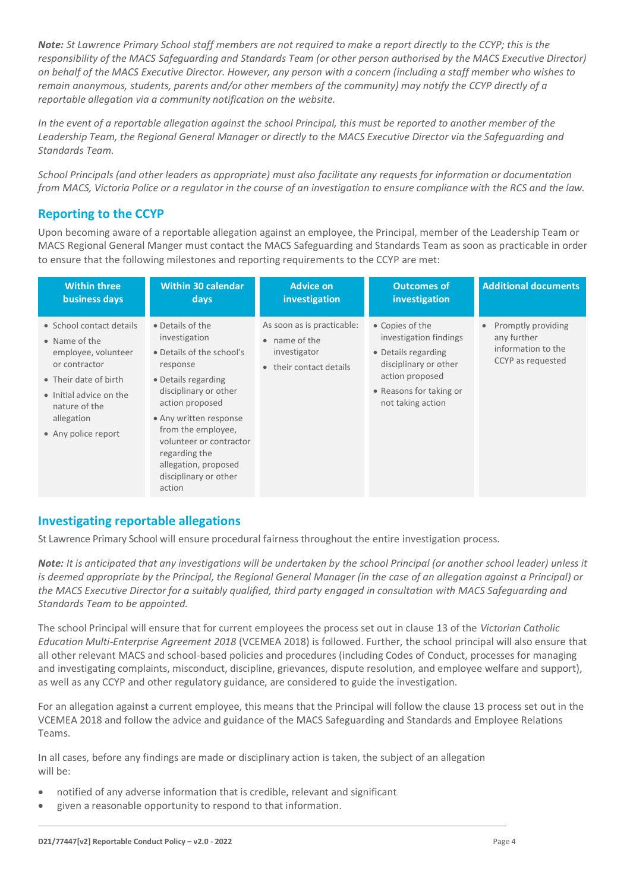***Note:*** *St Lawrence Primary School staff members are not required to make a report directly to the CCYP; this is the responsibility of the MACS Safeguarding and Standards Team (or other person authorised by the MACS Executive Director) on behalf of the MACS Executive Director. However, any person with a concern (including a staff member who wishes to remain anonymous, students, parents and/or other members of the community) may notify the CCYP directly of a reportable allegation via a community notification on the website.*

*In the event of a reportable allegation against the school Principal, this must be reported to another member of the Leadership Team, the Regional General Manager or directly to the MACS Executive Director via the Safeguarding and Standards Team.*

*School Principals (and other leaders as appropriate) must also facilitate any requests for information or documentation from MACS, Victoria Police or a regulator in the course of an investigation to ensure compliance with the RCS and the law.*

## Reporting to the CCYP

Upon becoming aware of a reportable allegation against an employee, the Principal, member of the Leadership Team or MACS Regional General Manger must contact the MACS Safeguarding and Standards Team as soon as practicable in order to ensure that the following milestones and reporting requirements to the CCYP are met:

| Within three business days | Within 30 calendar days | Advice on investigation | Outcomes of investigation | Additional documents |
|---|---|---|---|---|
| • School contact details<br>• Name of the employee, volunteer or contractor<br>• Their date of birth<br>• Initial advice on the nature of the allegation<br>• Any police report | • Details of the investigation<br>• Details of the school's response<br>• Details regarding disciplinary or other action proposed<br>• Any written response from the employee, volunteer or contractor regarding the allegation, proposed disciplinary or other action | As soon as is practicable:<br>• name of the investigator<br>• their contact details | • Copies of the investigation findings<br>• Details regarding disciplinary or other action proposed<br>• Reasons for taking or not taking action | • Promptly providing any further information to the CCYP as requested |

## Investigating reportable allegations

St Lawrence Primary School will ensure procedural fairness throughout the entire investigation process.

***Note:*** *It is anticipated that any investigations will be undertaken by the school Principal (or another school leader) unless it is deemed appropriate by the Principal, the Regional General Manager (in the case of an allegation against a Principal) or the MACS Executive Director for a suitably qualified, third party engaged in consultation with MACS Safeguarding and Standards Team to be appointed.*

The school Principal will ensure that for current employees the process set out in clause 13 of the *Victorian Catholic Education Multi-Enterprise Agreement 2018* (VCEMEA 2018) is followed. Further, the school principal will also ensure that all other relevant MACS and school-based policies and procedures (including Codes of Conduct, processes for managing and investigating complaints, misconduct, discipline, grievances, dispute resolution, and employee welfare and support), as well as any CCYP and other regulatory guidance, are considered to guide the investigation.

For an allegation against a current employee, this means that the Principal will follow the clause 13 process set out in the VCEMEA 2018 and follow the advice and guidance of the MACS Safeguarding and Standards and Employee Relations Teams.

In all cases, before any findings are made or disciplinary action is taken, the subject of an allegation will be:

- notified of any adverse information that is credible, relevant and significant
- given a reasonable opportunity to respond to that information.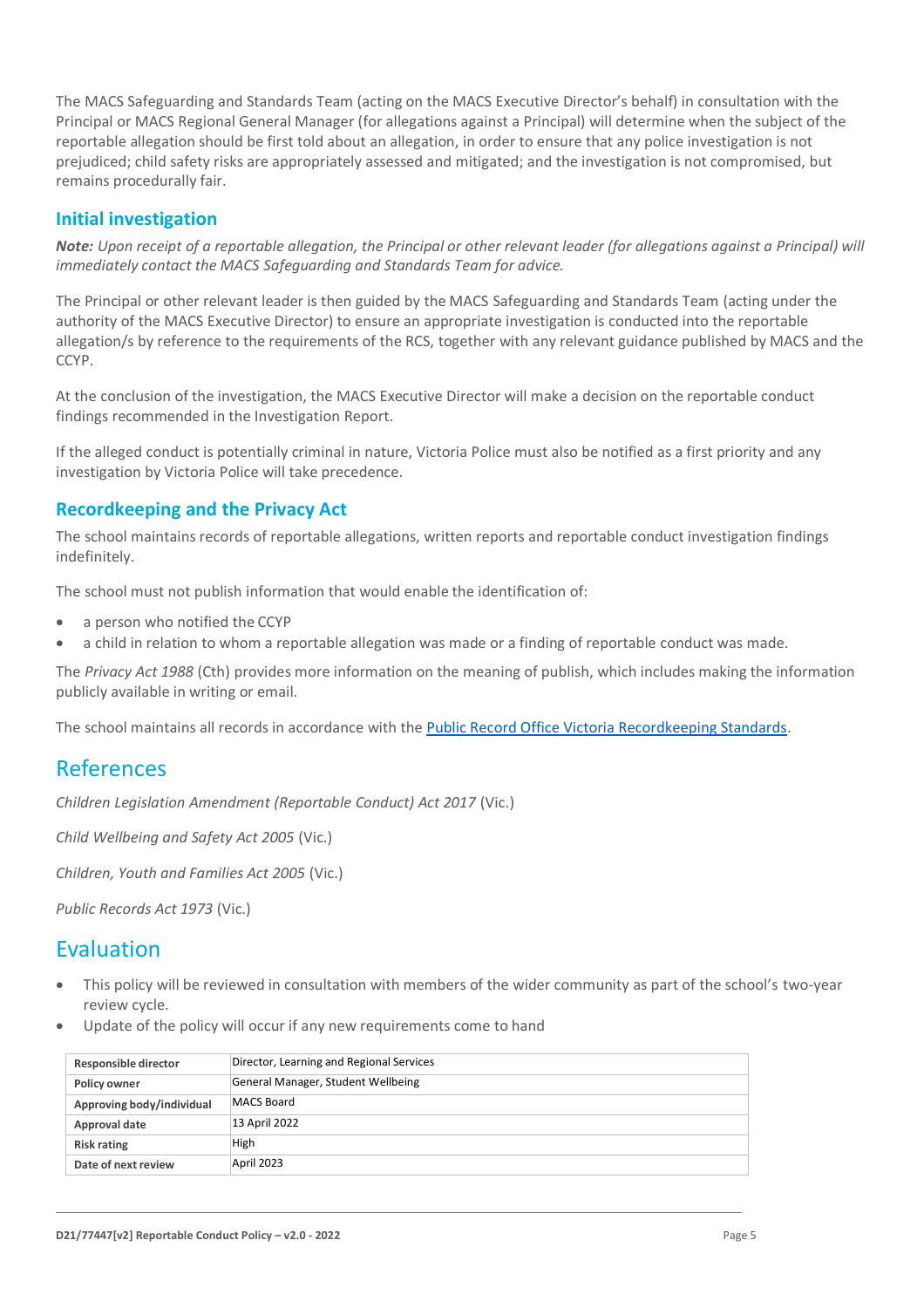The MACS Safeguarding and Standards Team (acting on the MACS Executive Director's behalf) in consultation with the Principal or MACS Regional General Manager (for allegations against a Principal) will determine when the subject of the reportable allegation should be first told about an allegation, in order to ensure that any police investigation is not prejudiced; child safety risks are appropriately assessed and mitigated; and the investigation is not compromised, but remains procedurally fair.

### Initial investigation

***Note:*** *Upon receipt of a reportable allegation, the Principal or other relevant leader (for allegations against a Principal) will immediately contact the MACS Safeguarding and Standards Team for advice.*

The Principal or other relevant leader is then guided by the MACS Safeguarding and Standards Team (acting under the authority of the MACS Executive Director) to ensure an appropriate investigation is conducted into the reportable allegation/s by reference to the requirements of the RCS, together with any relevant guidance published by MACS and the CCYP.

At the conclusion of the investigation, the MACS Executive Director will make a decision on the reportable conduct findings recommended in the Investigation Report.

If the alleged conduct is potentially criminal in nature, Victoria Police must also be notified as a first priority and any investigation by Victoria Police will take precedence.

### Recordkeeping and the Privacy Act

The school maintains records of reportable allegations, written reports and reportable conduct investigation findings indefinitely.

The school must not publish information that would enable the identification of:

- a person who notified the CCYP
- a child in relation to whom a reportable allegation was made or a finding of reportable conduct was made.

The *Privacy Act 1988* (Cth) provides more information on the meaning of publish, which includes making the information publicly available in writing or email.

The school maintains all records in accordance with the Public Record Office Victoria Recordkeeping Standards.

## References

*Children Legislation Amendment (Reportable Conduct) Act 2017* (Vic.)

*Child Wellbeing and Safety Act 2005* (Vic.)

*Children, Youth and Families Act 2005* (Vic.)

*Public Records Act 1973* (Vic.)

## Evaluation

- This policy will be reviewed in consultation with members of the wider community as part of the school's two-year review cycle.
- Update of the policy will occur if any new requirements come to hand

| | |
|---|---|
| **Responsible director** | Director, Learning and Regional Services |
| **Policy owner** | General Manager, Student Wellbeing |
| **Approving body/individual** | MACS Board |
| **Approval date** | 13 April 2022 |
| **Risk rating** | High |
| **Date of next review** | April 2023 |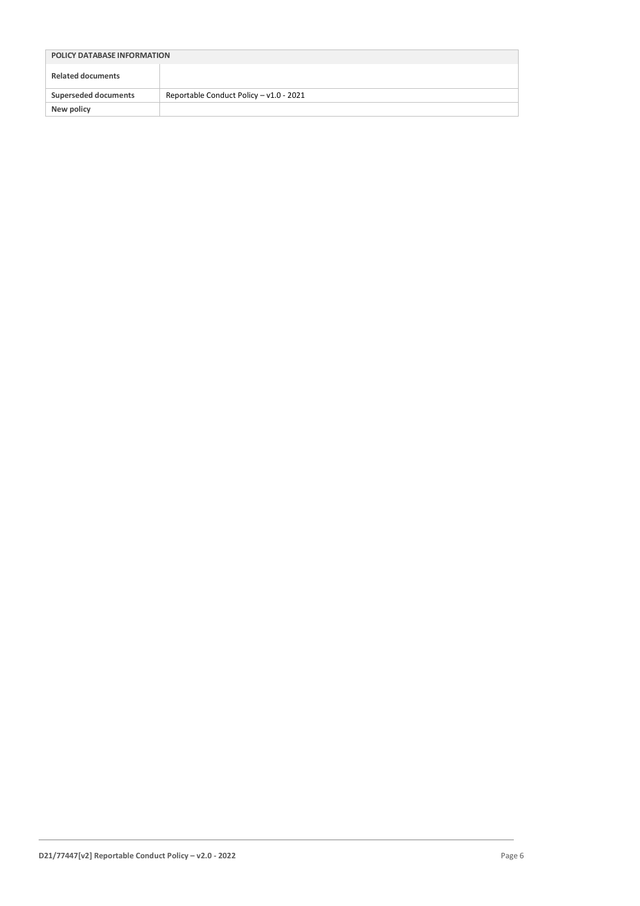| POLICY DATABASE INFORMATION | |
|---|---|
| **Related documents** | |
| **Superseded documents** | Reportable Conduct Policy – v1.0 - 2021 |
| **New policy** | |